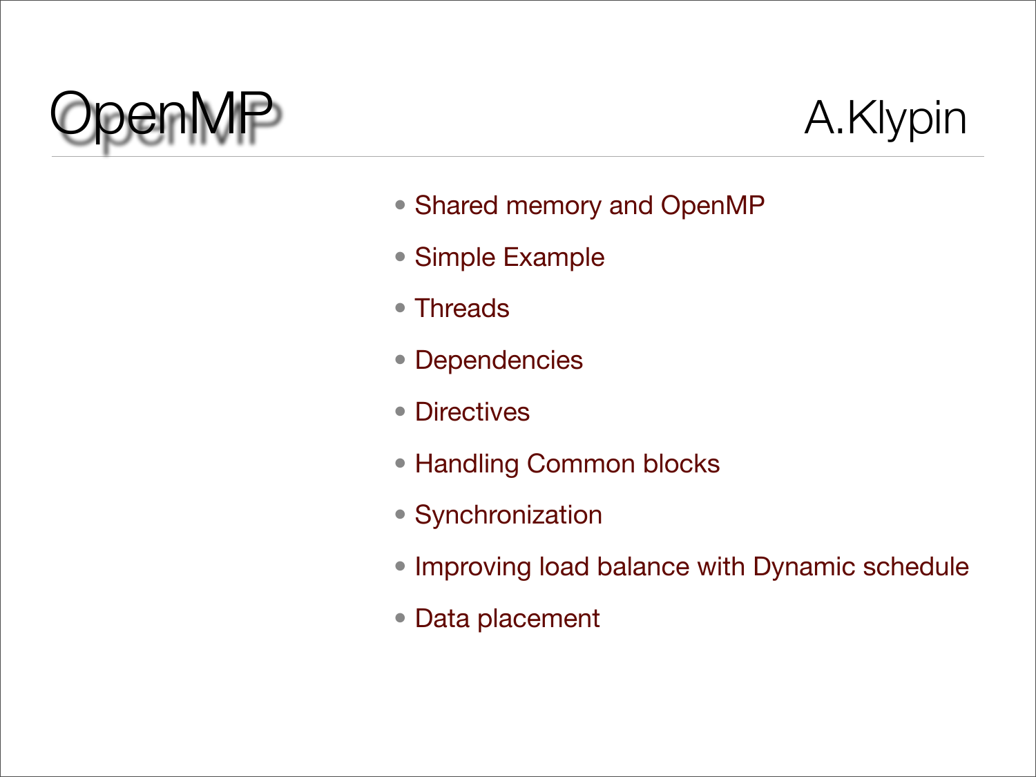# OpenMP

A.Klypin

- Shared memory and OpenMP
- Simple Example
- Threads
- Dependencies
- Directives
- Handling Common blocks
- Synchronization
- Improving load balance with Dynamic schedule
- Data placement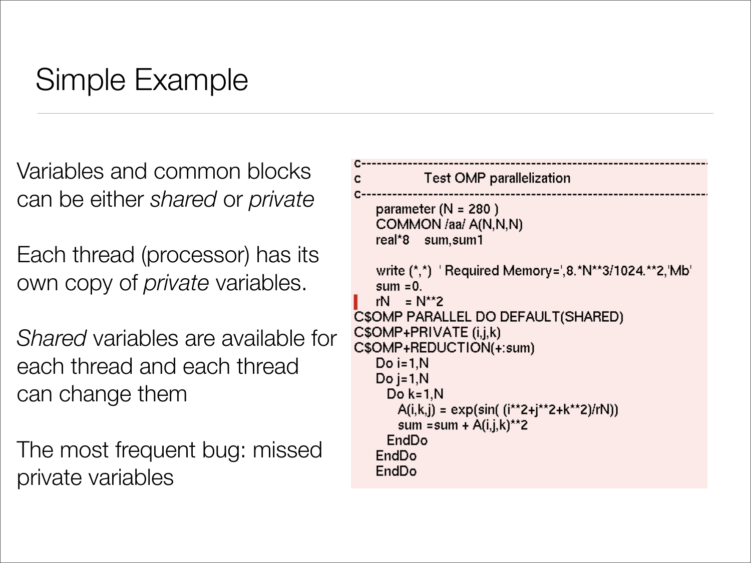# Simple Example

Variables and common blocks can be either *shared* or *private*

Each thread (processor) has its own copy of *private* variables.

*Shared* variables are available for each thread and each thread can change them

The most frequent bug: missed private variables

```
c-----------------------------------------------------------------
c              Test OMP parallelization
c-----------------------------------------------------------------
      parameter (N = 280 )
      COMMON /aa/ A(N,N,N)
      real*8    sum,sum1

      write (*,*)  ' Required Memory=',8.*N**3/1024.**2,'Mb'
      sum =0.
      rN    = N**2
C$OMP PARALLEL DO DEFAULT(SHARED)
C$OMP+PRIVATE (i,j,k)
C$OMP+REDUCTION(+:sum)
      Do i=1,N
      Do j=1,N
        Do k=1,N
          A(i,k,j) = exp(sin( (i**2+j**2+k**2)/rN))
          sum =sum + A(i,j,k)**2
        EndDo
      EndDo
      EndDo
```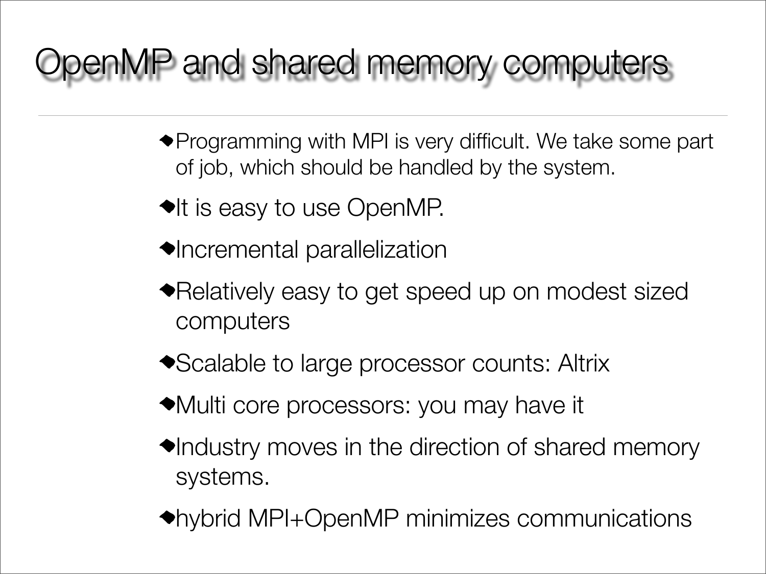# OpenMP and shared memory computers

- Programming with MPI is very difficult. We take some part of job, which should be handled by the system.
- It is easy to use OpenMP.
- Incremental parallelization
- Relatively easy to get speed up on modest sized computers
- Scalable to large processor counts: Altrix
- Multi core processors: you may have it
- Industry moves in the direction of shared memory systems.
- hybrid MPI+OpenMP minimizes communications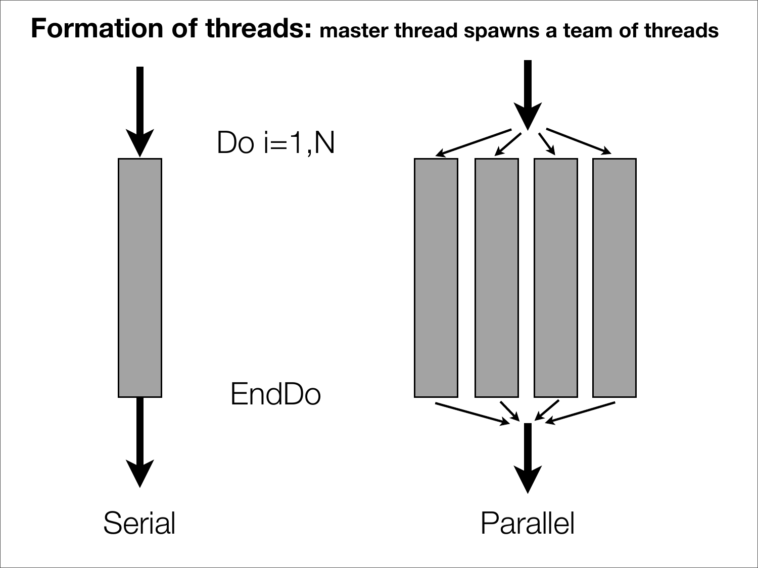# **Formation of threads:** master thread spawns a team of threads

Do i=1,N

EndDo

Serial

Parallel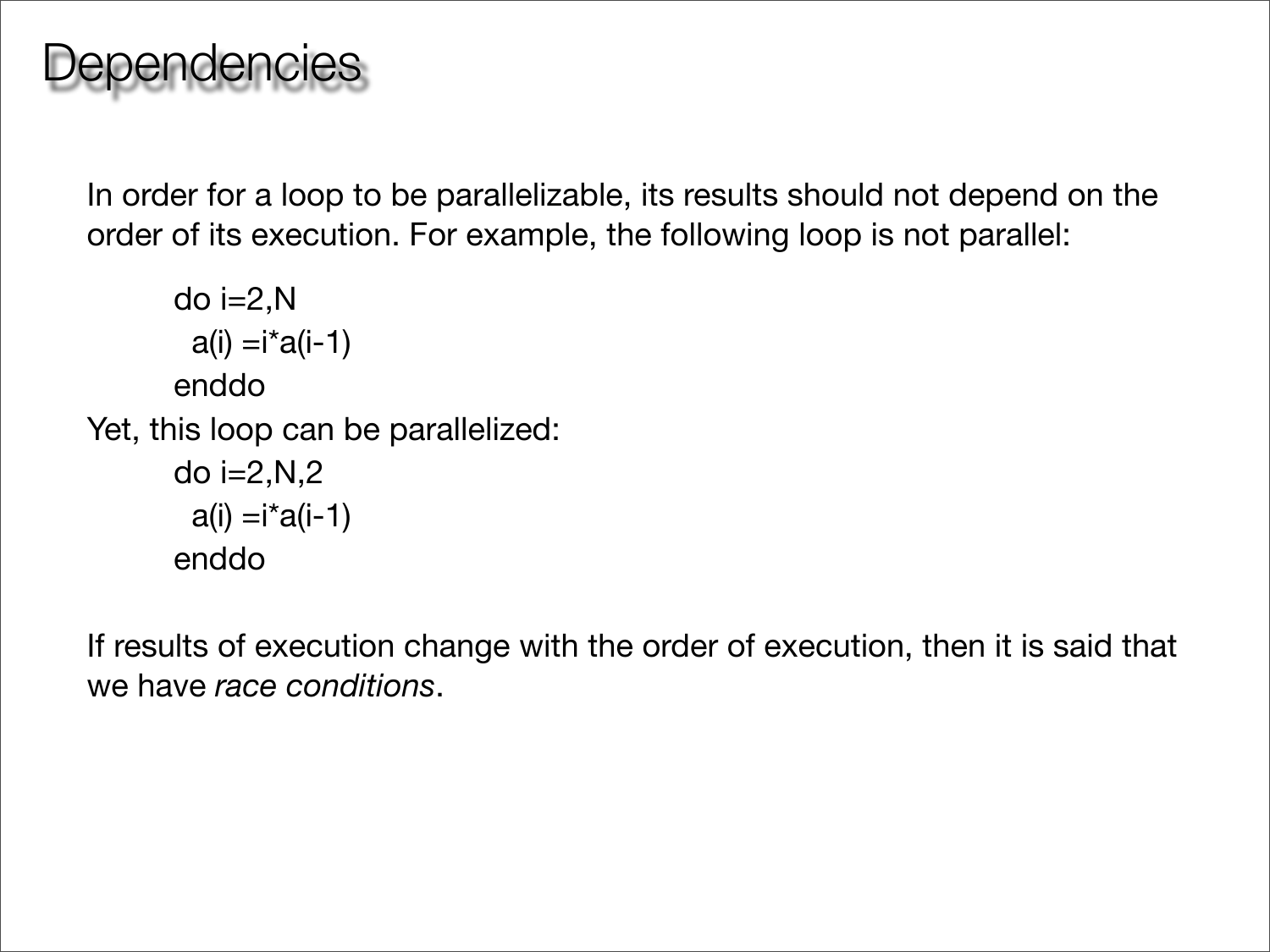# Dependencies

In order for a loop to be parallelizable, its results should not depend on the order of its execution. For example, the following loop is not parallel:

```
do i=2,N
  a(i) =i*a(i-1)
enddo
```

Yet, this loop can be parallelized:

```
do i=2,N,2
  a(i) =i*a(i-1)
enddo
```

If results of execution change with the order of execution, then it is said that we have *race conditions*.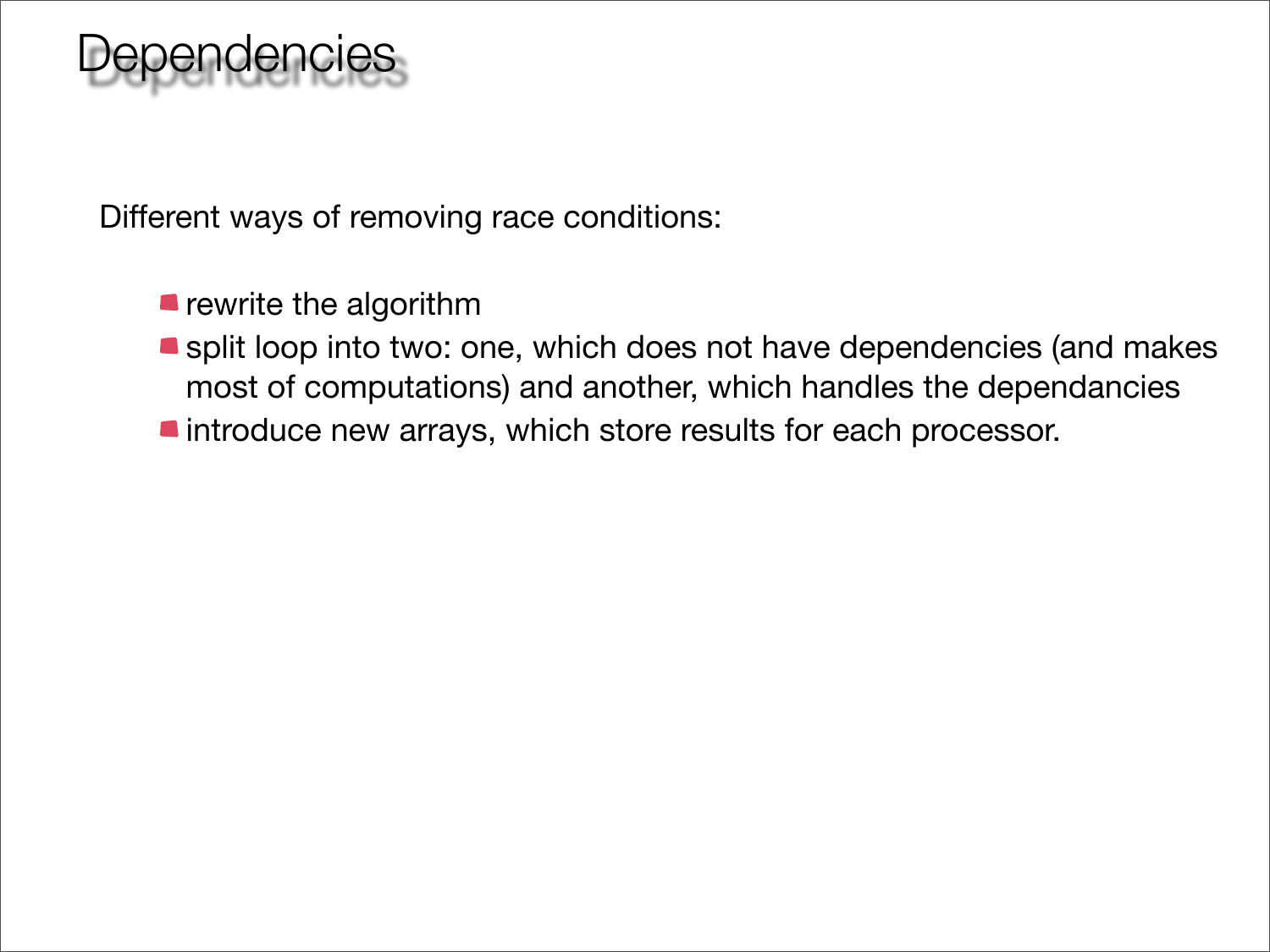# Dependencies

Different ways of removing race conditions:

- rewrite the algorithm
- split loop into two: one, which does not have dependencies (and makes most of computations) and another, which handles the dependancies
- introduce new arrays, which store results for each processor.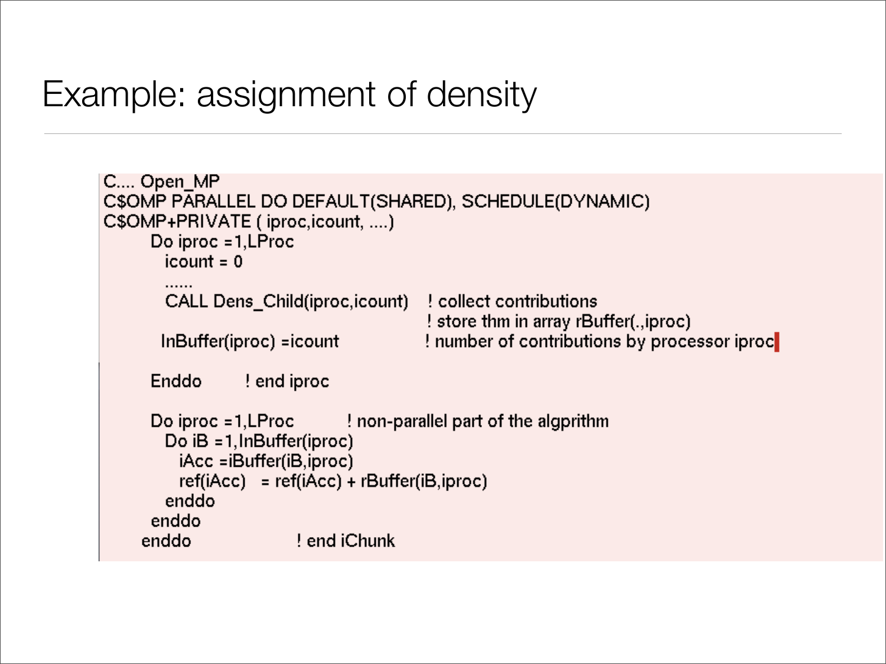# Example: assignment of density

```
C.... Open_MP
C$OMP PARALLEL DO DEFAULT(SHARED), SCHEDULE(DYNAMIC)
C$OMP+PRIVATE ( iproc,icount, ....)
        Do iproc =1,LProc
          icount = 0
          ......
          CALL Dens_Child(iproc,icount)    ! collect contributions
                                           ! store thm in array rBuffer(.,iproc)
         lnBuffer(iproc) =icount           ! number of contributions by processor iproc

        Enddo        ! end iproc

        Do iproc =1,LProc          ! non-parallel part of the algprithm
          Do iB =1,lnBuffer(iproc)
            iAcc =iBuffer(iB,iproc)
            ref(iAcc)   = ref(iAcc) + rBuffer(iB,iproc)
          enddo
        enddo
      enddo                  ! end iChunk
```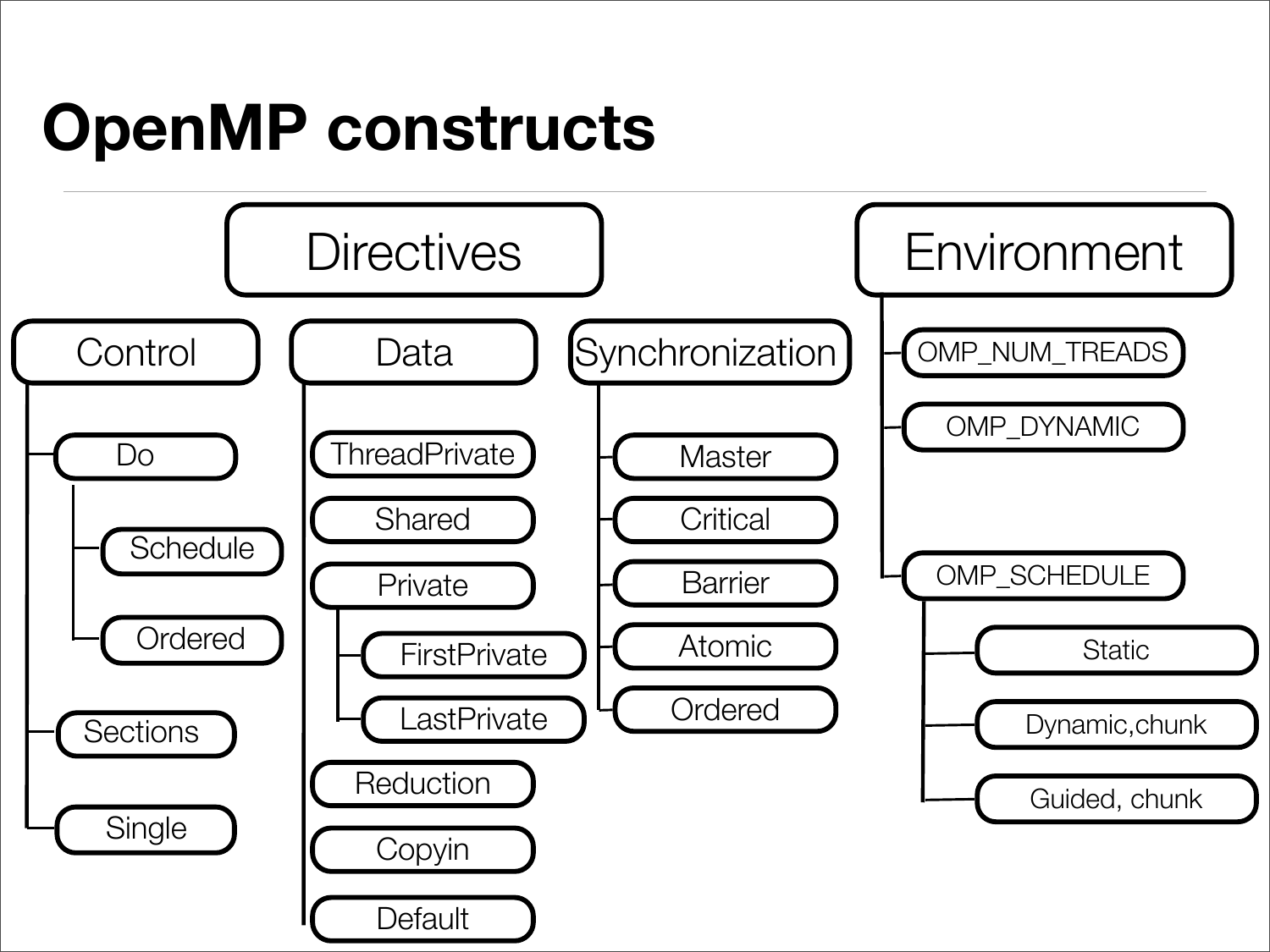# OpenMP constructs

- **Directives**
  - **Control**
    - Do
      - Schedule
      - Ordered
    - Sections
    - Single
  - **Data**
    - ThreadPrivate
    - Shared
    - Private
      - FirstPrivate
      - LastPrivate
    - Reduction
    - Copyin
    - Default
  - **Synchronization**
    - Master
    - Critical
    - Barrier
    - Atomic
    - Ordered
- **Environment**
  - OMP_NUM_TREADS
  - OMP_DYNAMIC
  - OMP_SCHEDULE
    - Static
    - Dynamic,chunk
    - Guided, chunk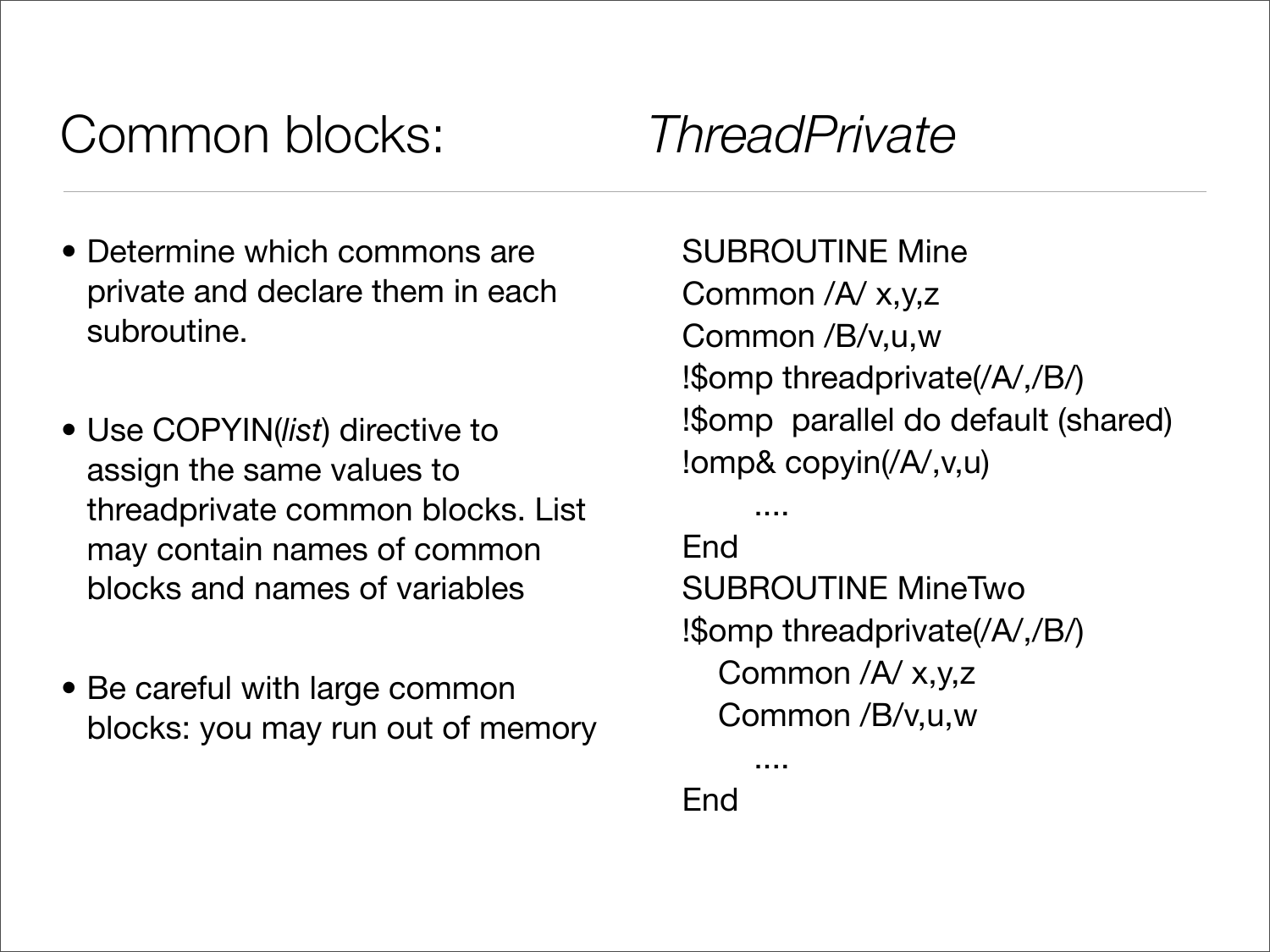# Common blocks: *ThreadPrivate*

- Determine which commons are private and declare them in each subroutine.
- Use COPYIN(*list*) directive to assign the same values to threadprivate common blocks. List may contain names of common blocks and names of variables
- Be careful with large common blocks: you may run out of memory

```
SUBROUTINE Mine
Common /A/ x,y,z
Common /B/v,u,w
!$omp threadprivate(/A/,/B/)
!$omp  parallel do default (shared)
!omp& copyin(/A/,v,u)
      ....
End
SUBROUTINE MineTwo
!$omp threadprivate(/A/,/B/)
   Common /A/ x,y,z
   Common /B/v,u,w
      ....
End
```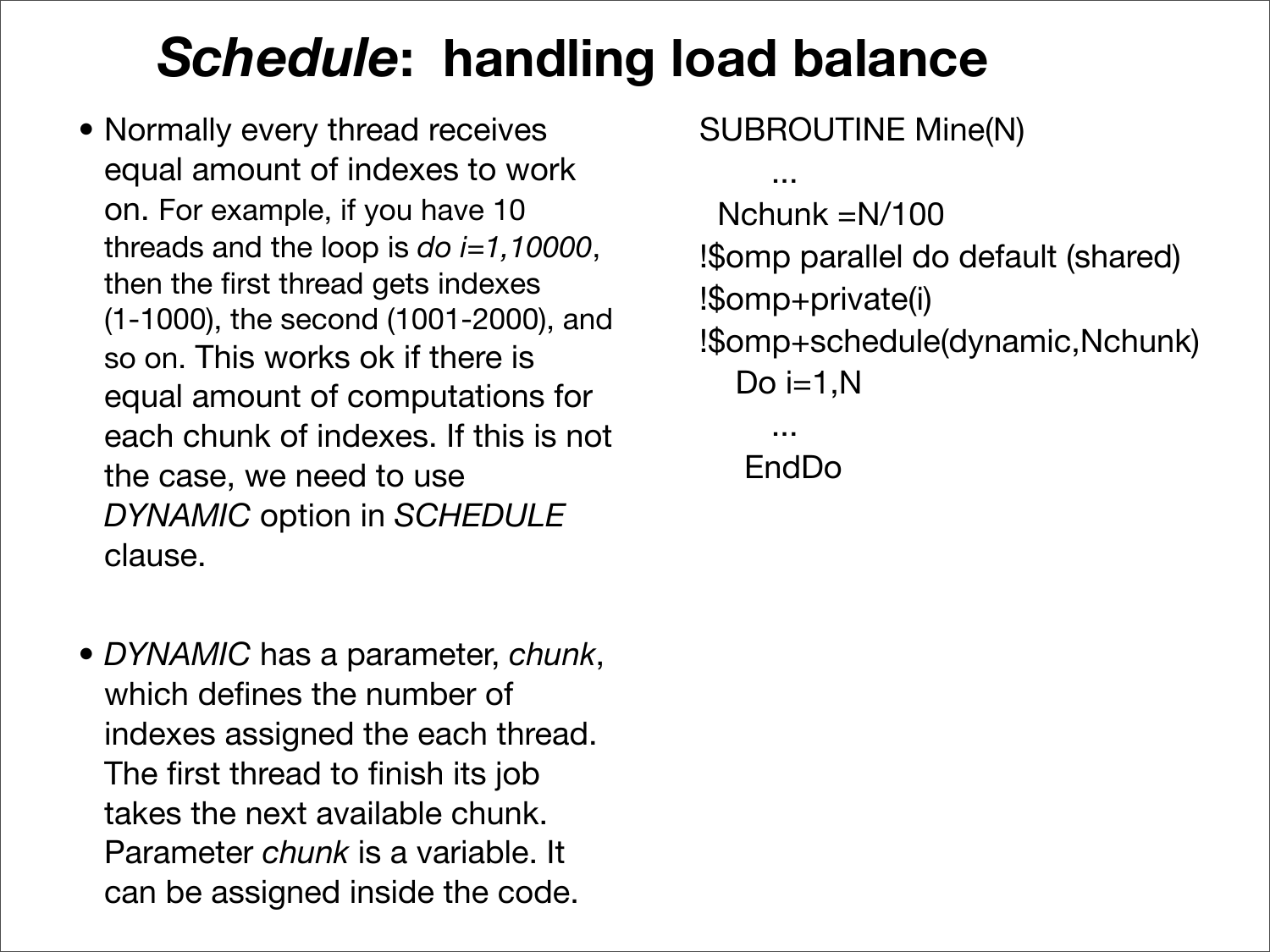# *Schedule*: handling load balance

- Normally every thread receives equal amount of indexes to work on. For example, if you have 10 threads and the loop is *do i=1,10000*, then the first thread gets indexes (1-1000), the second (1001-2000), and so on. This works ok if there is equal amount of computations for each chunk of indexes. If this is not the case, we need to use *DYNAMIC* option in *SCHEDULE* clause.

- *DYNAMIC* has a parameter, *chunk*, which defines the number of indexes assigned the each thread. The first thread to finish its job takes the next available chunk. Parameter *chunk* is a variable. It can be assigned inside the code.

```
SUBROUTINE Mine(N)
      ...
  Nchunk =N/100
!$omp parallel do default (shared)
!$omp+private(i)
!$omp+schedule(dynamic,Nchunk)
    Do i=1,N
      ...
    EndDo
```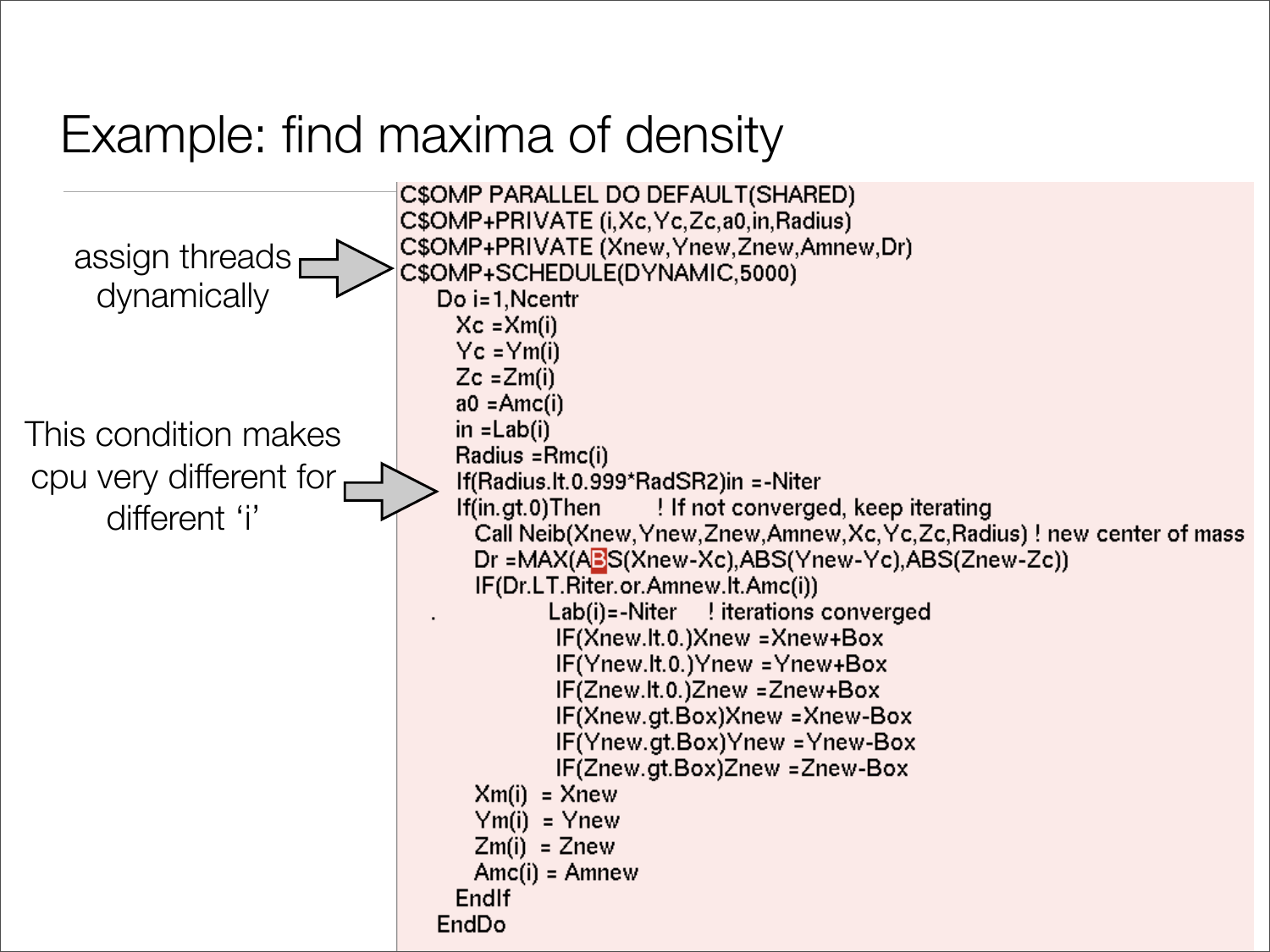# Example: find maxima of density

assign threads dynamically

This condition makes cpu very different for different 'i'

```
C$OMP PARALLEL DO DEFAULT(SHARED)
C$OMP+PRIVATE (i,Xc,Yc,Zc,a0,in,Radius)
C$OMP+PRIVATE (Xnew,Ynew,Znew,Amnew,Dr)
C$OMP+SCHEDULE(DYNAMIC,5000)
      Do i=1,Ncentr
        Xc =Xm(i)
        Yc =Ym(i)
        Zc =Zm(i)
        a0 =Amc(i)
        in =Lab(i)
        Radius =Rmc(i)
        If(Radius.lt.0.999*RadSR2)in =-Niter
        If(in.gt.0)Then        ! If not converged, keep iterating
          Call Neib(Xnew,Ynew,Znew,Amnew,Xc,Yc,Zc,Radius) ! new center of mass
          Dr =MAX(ABS(Xnew-Xc),ABS(Ynew-Yc),ABS(Znew-Zc))
          IF(Dr.LT.Riter.or.Amnew.lt.Amc(i))
     .              Lab(i)=-Niter     ! iterations converged
               IF(Xnew.lt.0.)Xnew =Xnew+Box
               IF(Ynew.lt.0.)Ynew =Ynew+Box
               IF(Znew.lt.0.)Znew =Znew+Box
               IF(Xnew.gt.Box)Xnew =Xnew-Box
               IF(Ynew.gt.Box)Ynew =Ynew-Box
               IF(Znew.gt.Box)Znew =Znew-Box
          Xm(i)  = Xnew
          Ym(i)  = Ynew
          Zm(i)  = Znew
          Amc(i) = Amnew
        EndIf
      EndDo
```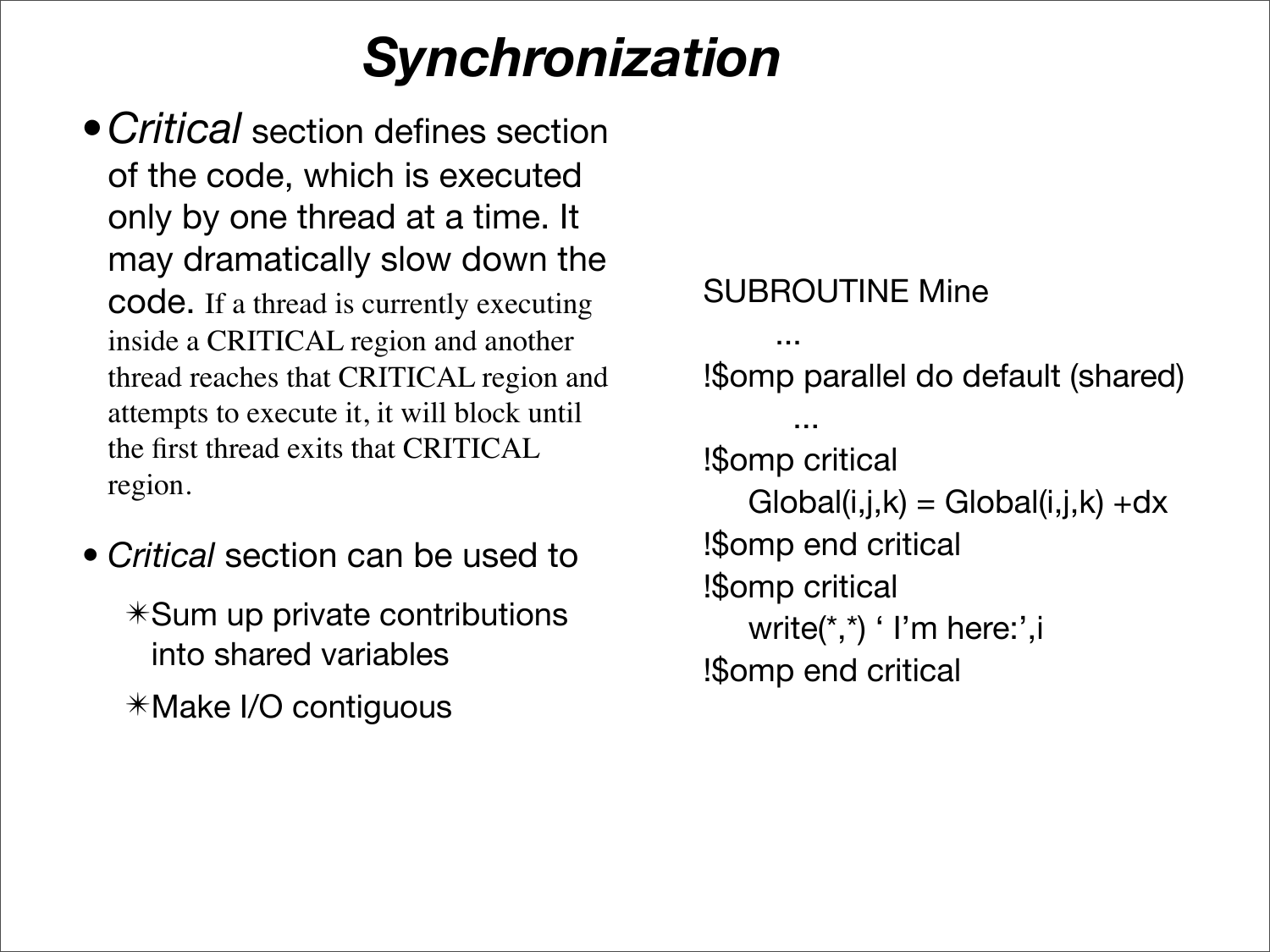# *Synchronization*

- *Critical* section defines section of the code, which is executed only by one thread at a time. It may dramatically slow down the code. If a thread is currently executing inside a CRITICAL region and another thread reaches that CRITICAL region and attempts to execute it, it will block until the first thread exits that CRITICAL region.

- *Critical* section can be used to
  - ✳Sum up private contributions into shared variables
  - ✳Make I/O contiguous

```
SUBROUTINE Mine
      ...
!$omp parallel do default (shared)
      ...
!$omp critical
   Global(i,j,k) = Global(i,j,k) +dx
!$omp end critical
!$omp critical
   write(*,*) ' I'm here:',i
!$omp end critical
```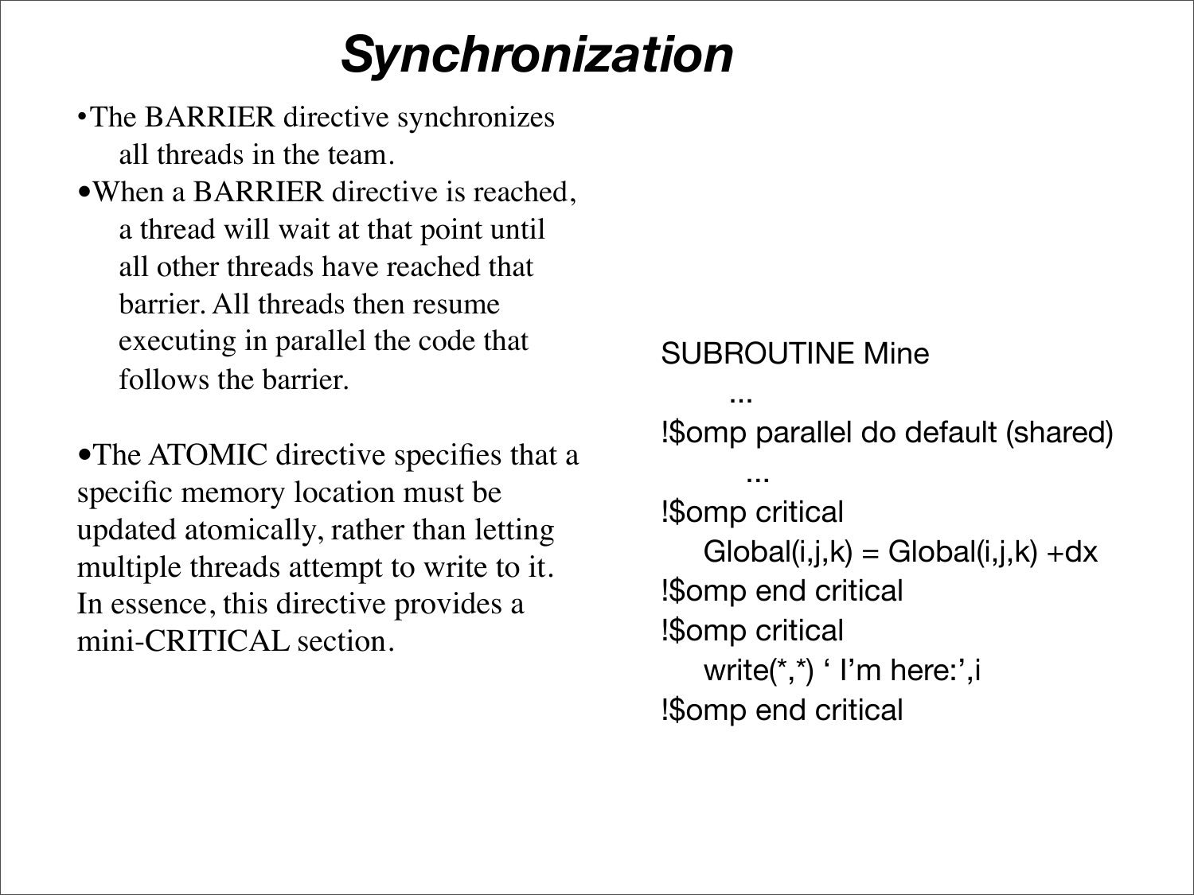# Synchronization

- The BARRIER directive synchronizes all threads in the team.
- When a BARRIER directive is reached, a thread will wait at that point until all other threads have reached that barrier. All threads then resume executing in parallel the code that follows the barrier.

- The ATOMIC directive specifies that a specific memory location must be updated atomically, rather than letting multiple threads attempt to write to it. In essence, this directive provides a mini-CRITICAL section.

```
SUBROUTINE Mine
      ...
!$omp parallel do default (shared)
       ...
!$omp critical
   Global(i,j,k) = Global(i,j,k) +dx
!$omp end critical
!$omp critical
   write(*,*) ' I'm here:',i
!$omp end critical
```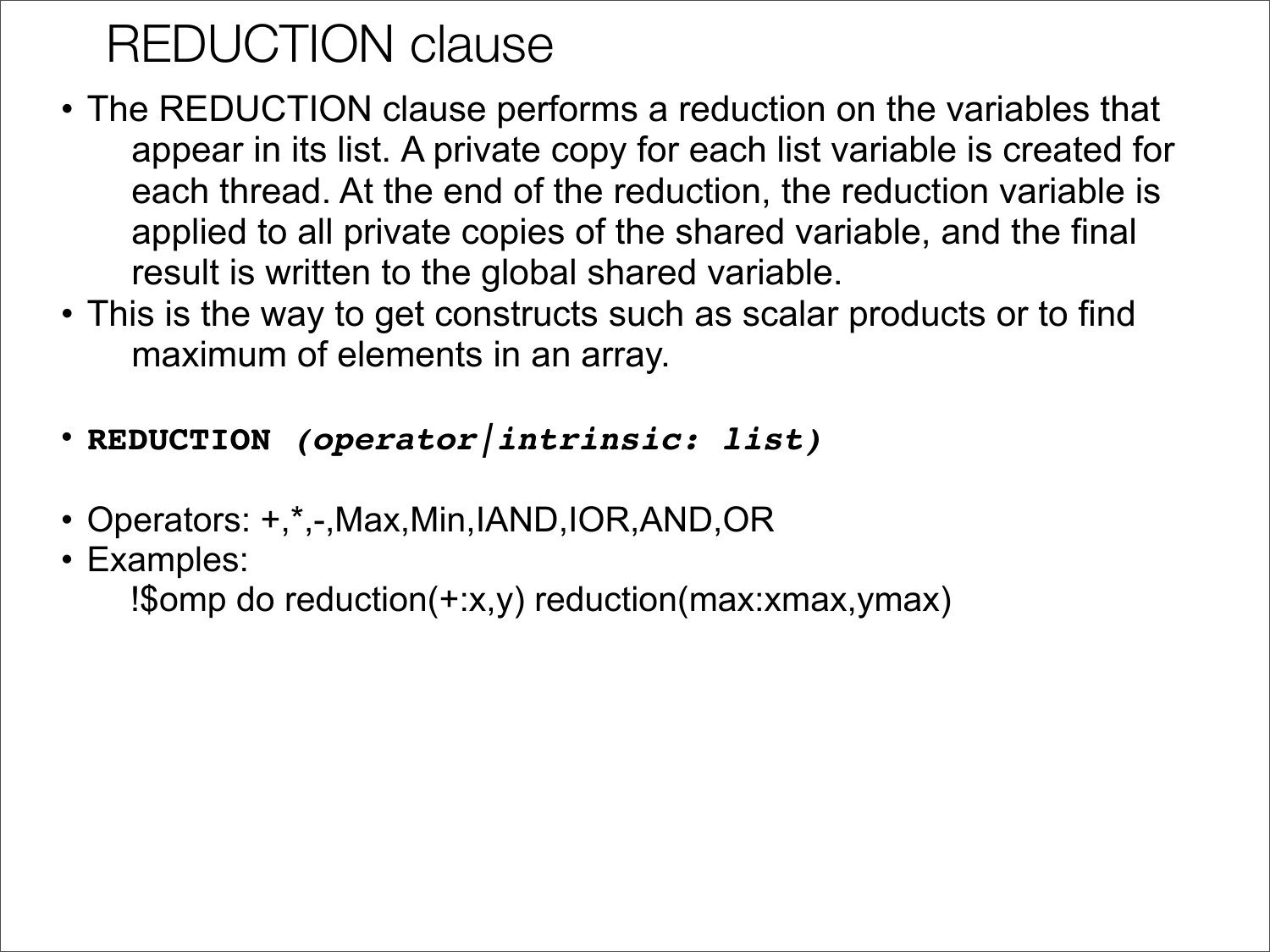# REDUCTION clause

- The REDUCTION clause performs a reduction on the variables that appear in its list. A private copy for each list variable is created for each thread. At the end of the reduction, the reduction variable is applied to all private copies of the shared variable, and the final result is written to the global shared variable.
- This is the way to get constructs such as scalar products or to find maximum of elements in an array.

- **`REDUCTION`** ***`(operator|intrinsic: list)`***

- Operators: +,*,-,Max,Min,IAND,IOR,AND,OR
- Examples:

```
!$omp do reduction(+:x,y) reduction(max:xmax,ymax)
```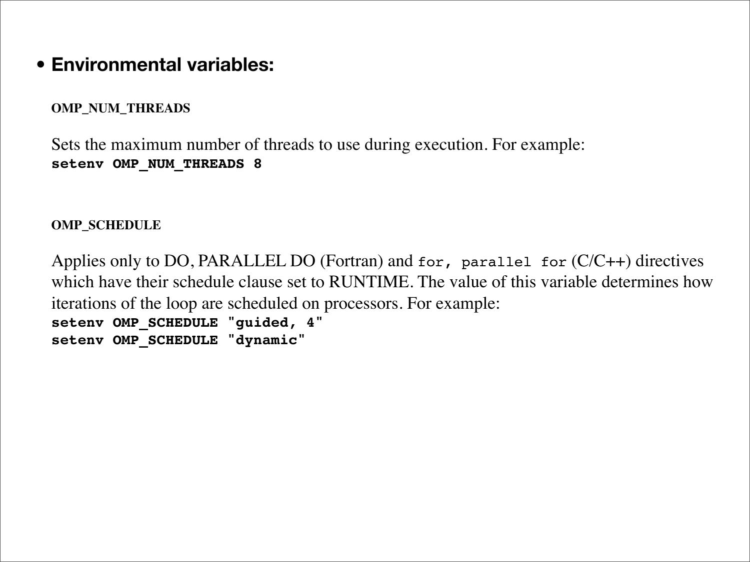- **Environmental variables:**

**OMP_NUM_THREADS**

Sets the maximum number of threads to use during execution. For example:

```
setenv OMP_NUM_THREADS 8
```

**OMP_SCHEDULE**

Applies only to DO, PARALLEL DO (Fortran) and `for, parallel for` (C/C++) directives which have their schedule clause set to RUNTIME. The value of this variable determines how iterations of the loop are scheduled on processors. For example:

```
setenv OMP_SCHEDULE "guided, 4"
setenv OMP_SCHEDULE "dynamic"
```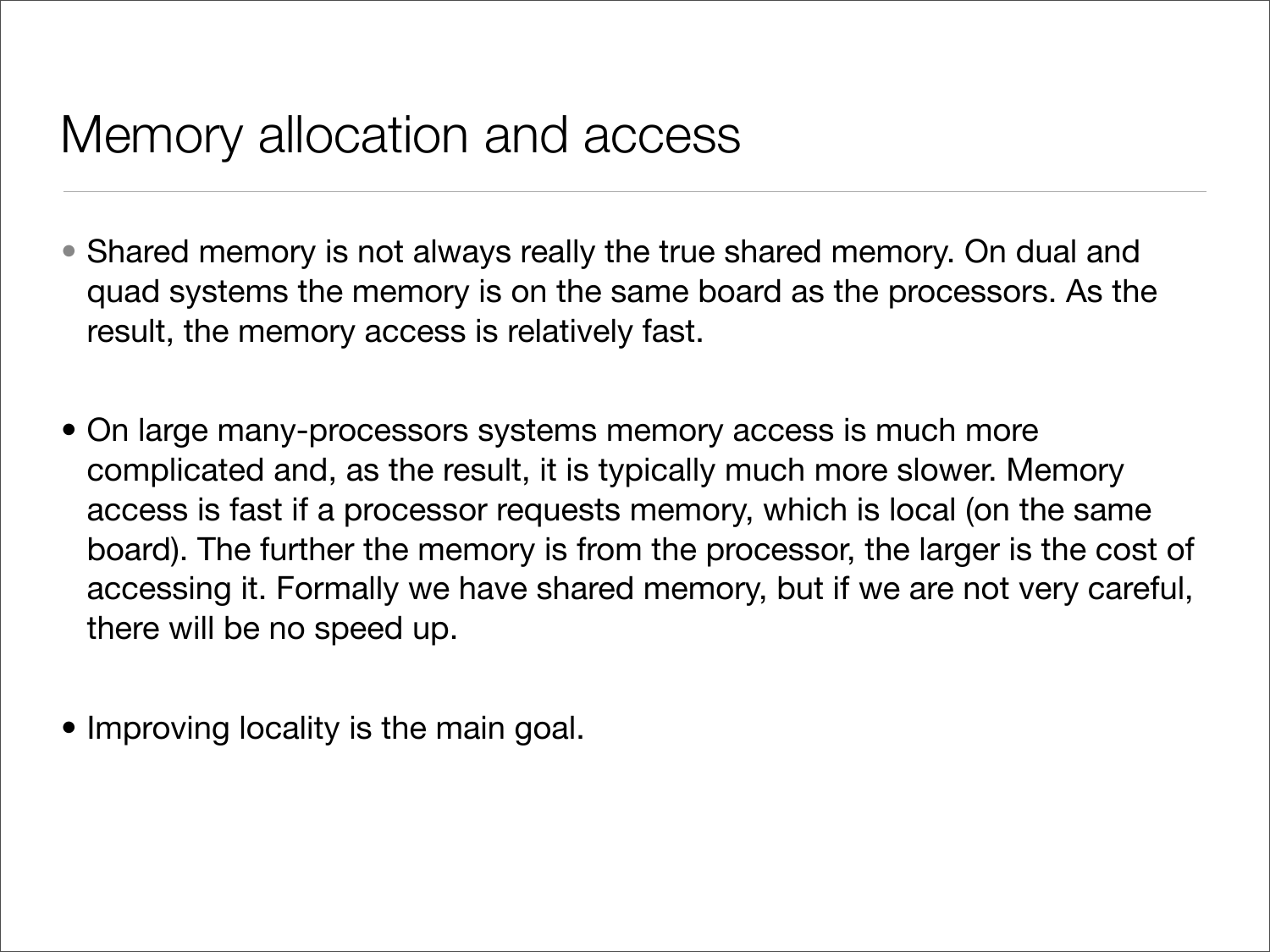# Memory allocation and access

- Shared memory is not always really the true shared memory. On dual and quad systems the memory is on the same board as the processors. As the result, the memory access is relatively fast.

- On large many-processors systems memory access is much more complicated and, as the result, it is typically much more slower. Memory access is fast if a processor requests memory, which is local (on the same board). The further the memory is from the processor, the larger is the cost of accessing it. Formally we have shared memory, but if we are not very careful, there will be no speed up.

- Improving locality is the main goal.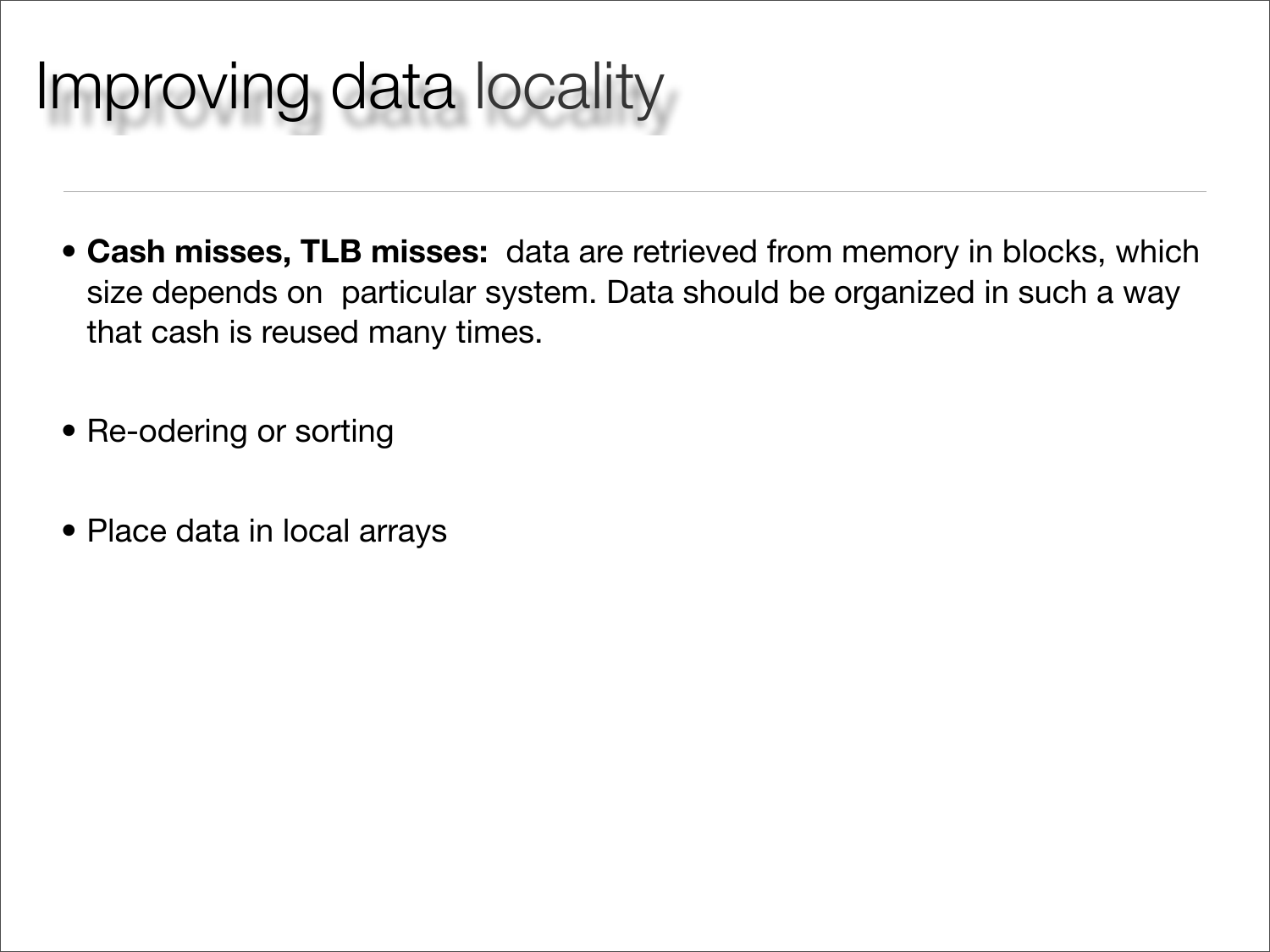# Improving data locality

- **Cash misses, TLB misses:** data are retrieved from memory in blocks, which size depends on particular system. Data should be organized in such a way that cash is reused many times.

- Re-odering or sorting

- Place data in local arrays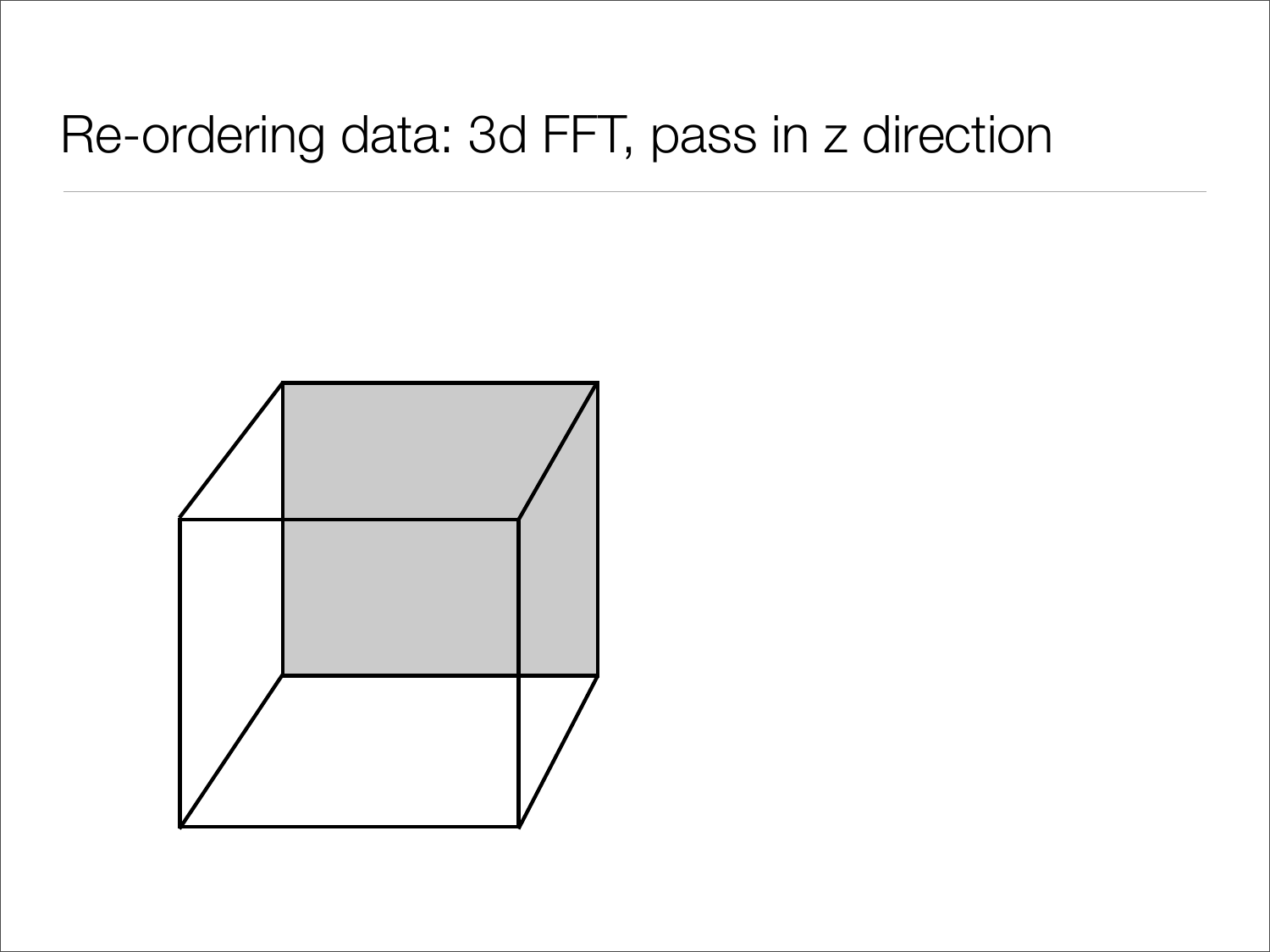# Re-ordering data: 3d FFT, pass in z direction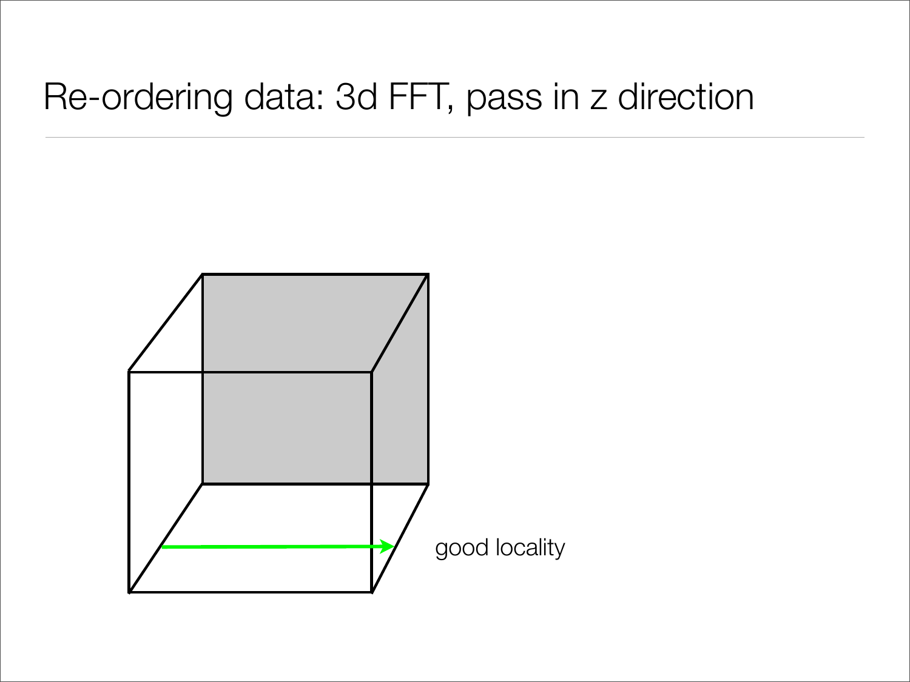# Re-ordering data: 3d FFT, pass in z direction

good locality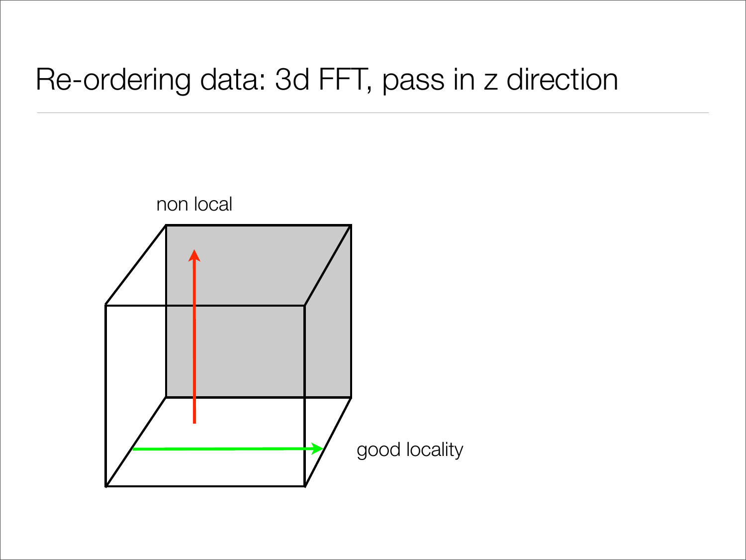# Re-ordering data: 3d FFT, pass in z direction

non local

good locality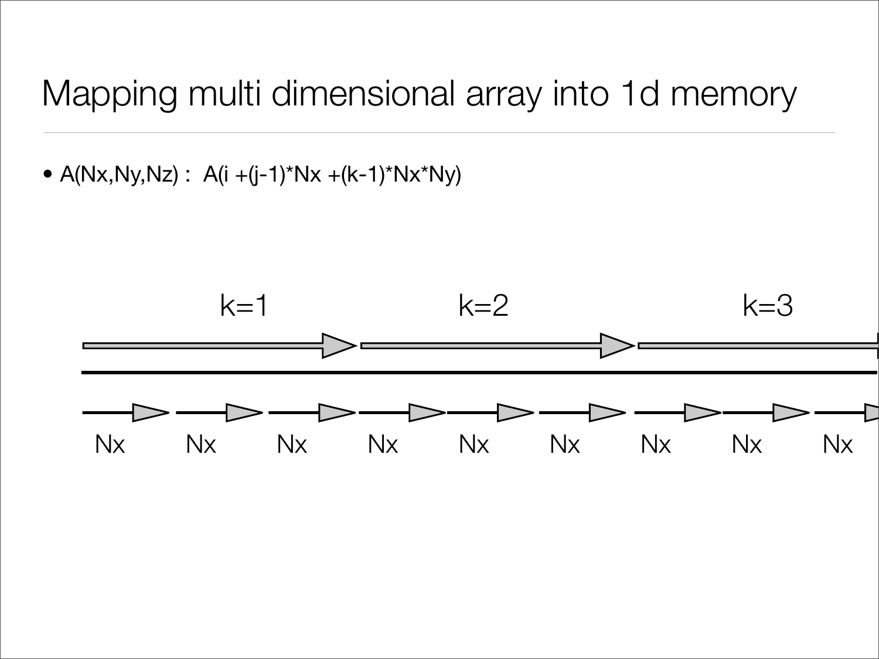# Mapping multi dimensional array into 1d memory

- A(Nx,Ny,Nz) : A(i +(j-1)*Nx +(k-1)*Nx*Ny)

k=1 k=2 k=3

Nx Nx Nx Nx Nx Nx Nx Nx Nx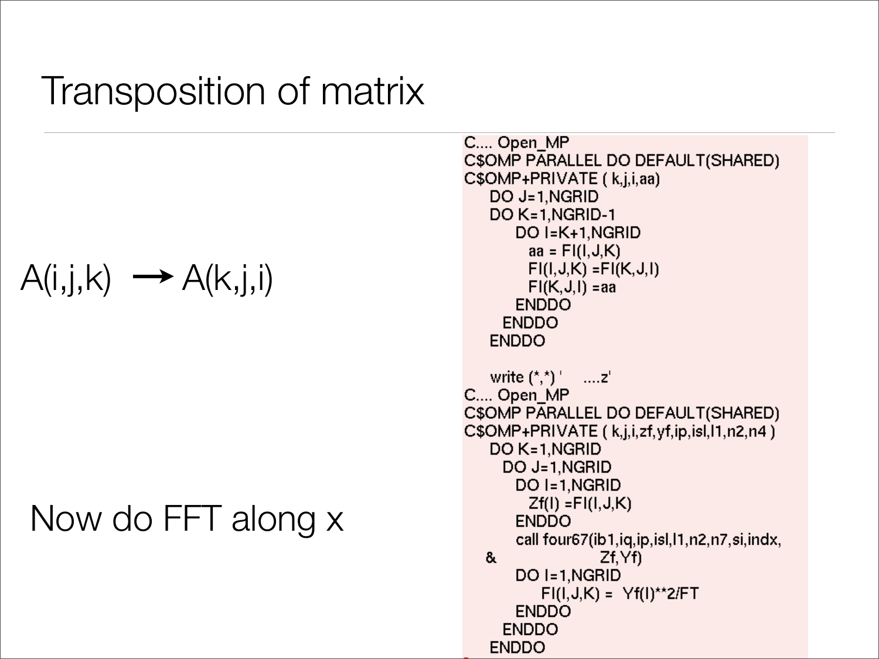# Transposition of matrix

$A(i,j,k) \longrightarrow A(k,j,i)$

Now do FFT along x

```
C.... Open_MP
C$OMP PARALLEL DO DEFAULT(SHARED)
C$OMP+PRIVATE ( k,j,i,aa)
    DO J=1,NGRID
    DO K=1,NGRID-1
        DO I=K+1,NGRID
          aa = FI(I,J,K)
          FI(I,J,K) =FI(K,J,I)
          FI(K,J,I) =aa
        ENDDO
      ENDDO
    ENDDO

    write (*,*) '    ....z'
C.... Open_MP
C$OMP PARALLEL DO DEFAULT(SHARED)
C$OMP+PRIVATE ( k,j,i,zf,yf,ip,isl,l1,n2,n4 )
    DO K=1,NGRID
      DO J=1,NGRID
        DO I=1,NGRID
          Zf(I) =FI(I,J,K)
        ENDDO
        call four67(ib1,iq,ip,isl,l1,n2,n7,si,indx,
     &             Zf,Yf)
        DO I=1,NGRID
           FI(I,J,K) =  Yf(I)**2/FT
        ENDDO
      ENDDO
    ENDDO
```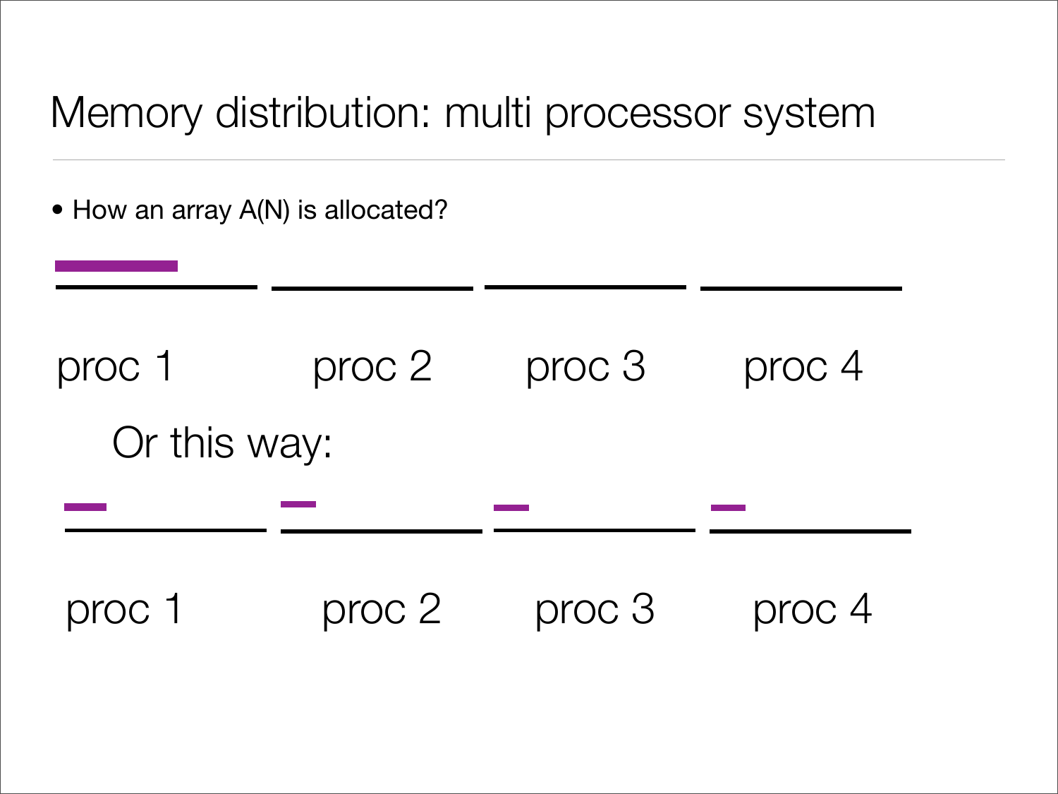# Memory distribution: multi processor system

- How an array A(N) is allocated?

proc 1 proc 2 proc 3 proc 4

Or this way:

proc 1 proc 2 proc 3 proc 4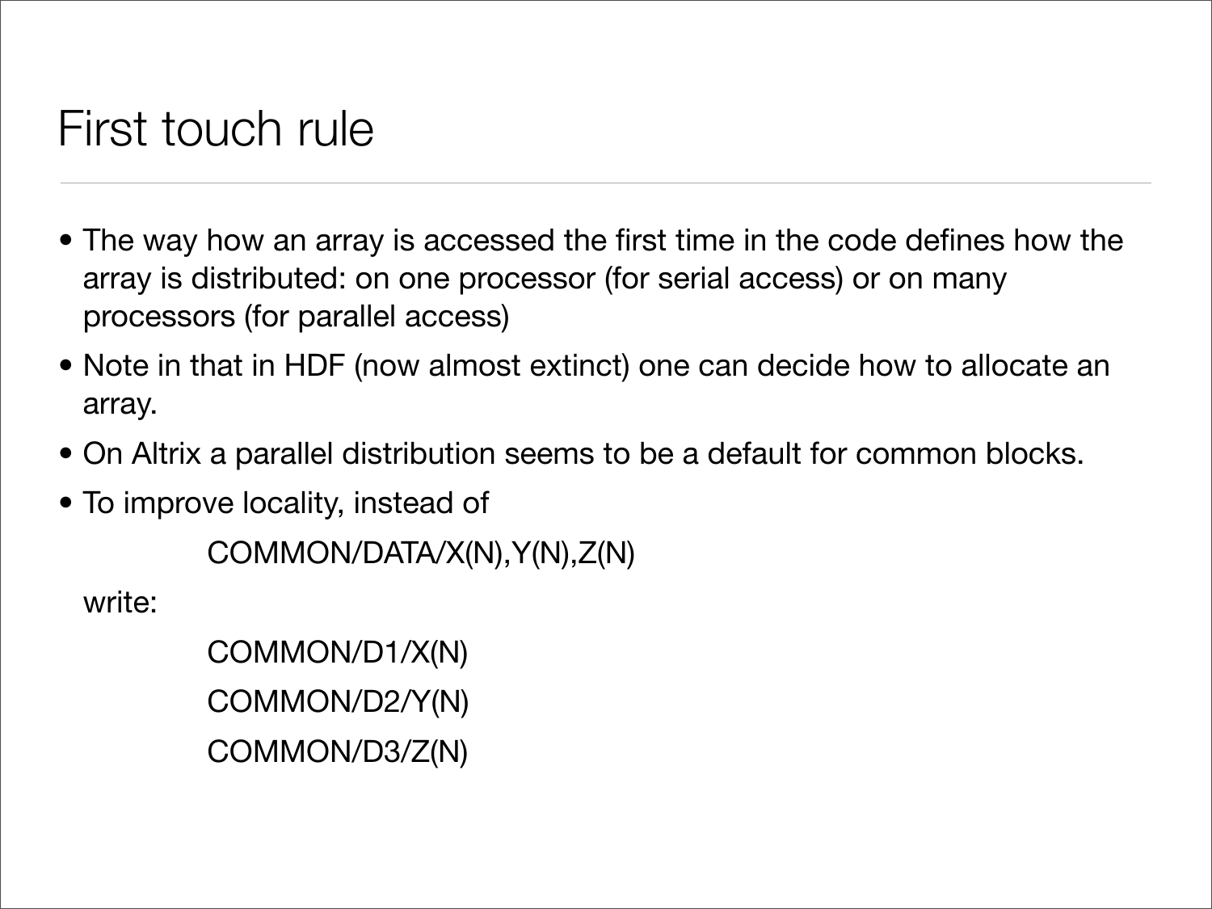# First touch rule

- The way how an array is accessed the first time in the code defines how the array is distributed: on one processor (for serial access) or on many processors (for parallel access)
- Note in that in HDF (now almost extinct) one can decide how to allocate an array.
- On Altrix a parallel distribution seems to be a default for common blocks.
- To improve locality, instead of

```
COMMON/DATA/X(N),Y(N),Z(N)
```

  write:

```
COMMON/D1/X(N)
COMMON/D2/Y(N)
COMMON/D3/Z(N)
```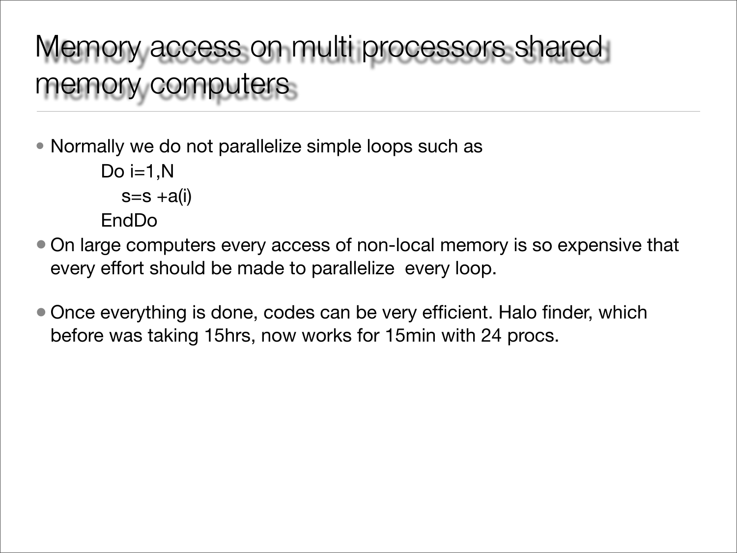# Memory access on multi processors shared memory computers

- Normally we do not parallelize simple loops such as

```
Do i=1,N
   s=s +a(i)
EndDo
```

- On large computers every access of non-local memory is so expensive that every effort should be made to parallelize every loop.
- Once everything is done, codes can be very efficient. Halo finder, which before was taking 15hrs, now works for 15min with 24 procs.